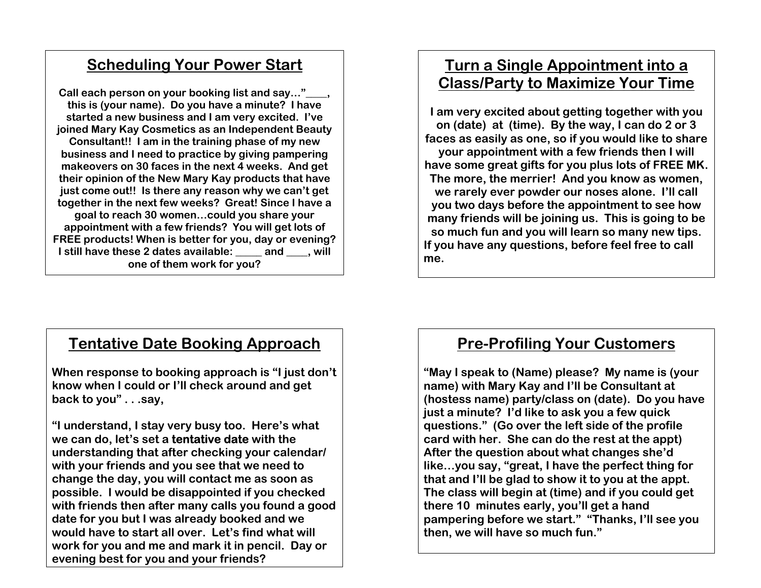## Scheduling Your Power Start

Call each person on your booking list and say…"____, this is (your name). Do you have a minute? I have started a new business and I am very excited. I've joined Mary Kay Cosmetics as an Independent Beauty Consultant!! I am in the training phase of my new business and I need to practice by giving pampering makeovers on 30 faces in the next 4 weeks. And get their opinion of the New Mary Kay products that have just come out!! Is there any reason why we can't get together in the next few weeks? Great! Since I have a goal to reach 30 women…could you share your appointment with a few friends? You will get lots of FREE products! When is better for you, day or evening? I still have these 2 dates available: _____ and ____, will one of them work for you?

## Turn a Single Appointment into a Class/Party to Maximize Your Time

I am very excited about getting together with you on (date) at (time). By the way, I can do 2 or 3 faces as easily as one, so if you would like to share your appointment with a few friends then I will have some great gifts for you plus lots of FREE MK. The more, the merrier! And you know as women, we rarely ever powder our noses alone. I'll call you two days before the appointment to see how many friends will be joining us. This is going to be so much fun and you will learn so many new tips. If you have any questions, before feel free to call me.

## Tentative Date Booking Approach

When response to booking approach is "I just don't know when I could or I'll check around and get back to you" . . .say,

"I understand, I stay very busy too. Here's what we can do, let's set a **tentative date** with the understanding that after checking your calendar/ with your friends and you see that we need to change the day, you will contact me as soon as possible. I would be disappointed if you checked with friends then after many calls you found a good date for you but I was already booked and we would have to start all over. Let's find what will work for you and me and mark it in pencil. Day or evening best for you and your friends?

## Pre-Profiling Your Customers

"May I speak to (Name) please? My name is (your name) with Mary Kay and I'll be Consultant at (hostess name) party/class on (date). Do you have just a minute? I'd like to ask you a few quick questions." (Go over the left side of the profile card with her. She can do the rest at the appt) After the question about what changes she'd like…you say, "great, I have the perfect thing for that and I'll be glad to show it to you at the appt. The class will begin at (time) and if you could get there 10 minutes early, you'll get a hand pampering before we start." "Thanks, I'll see you then, we will have so much fun."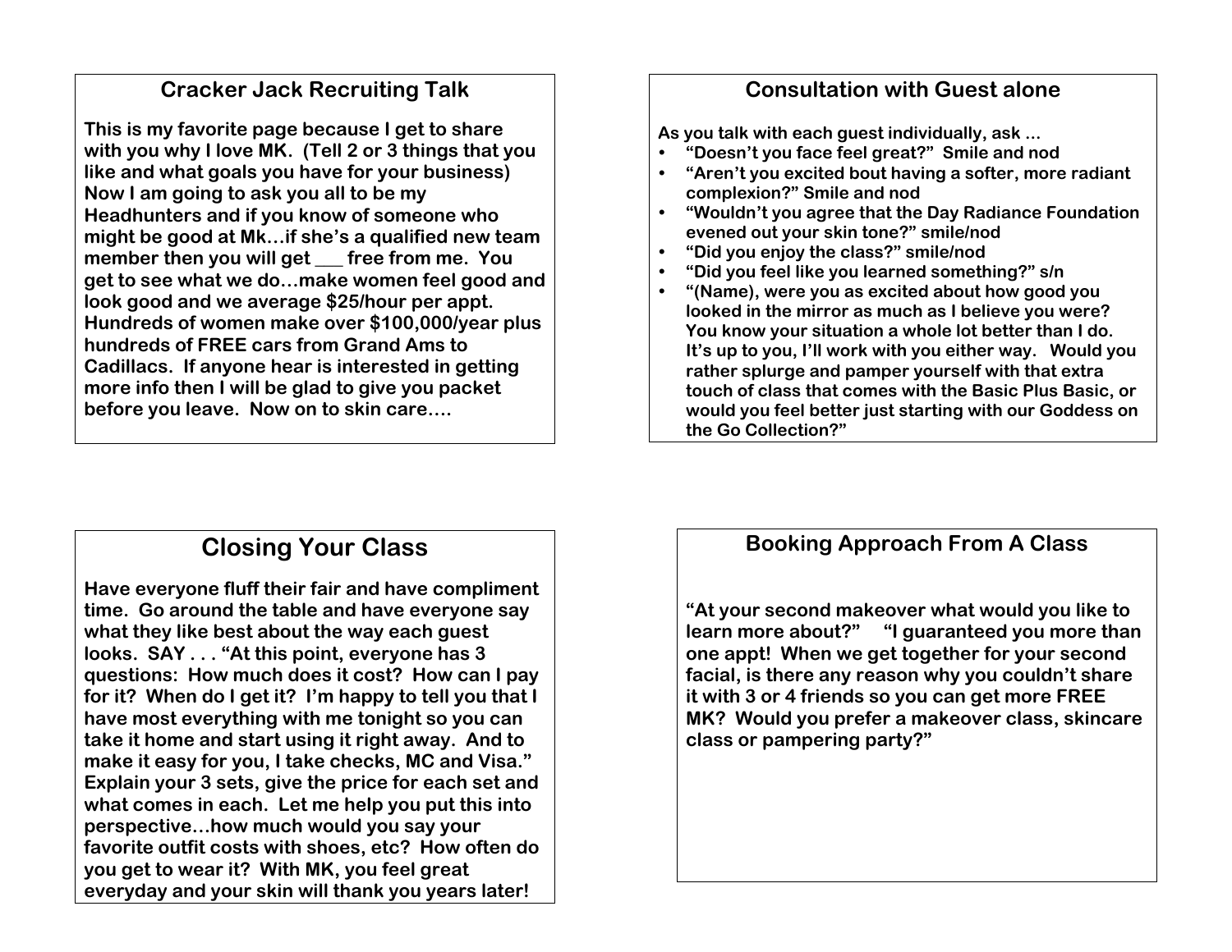## Cracker Jack Recruiting Talk

**This is my favorite page because I get to share with you why I love MK. (Tell 2 or 3 things that you like and what goals you have for your business) Now I am going to ask you all to be my Headhunters and if you know of someone who might be good at Mk…if she's a qualified new team member then you will get ___ free from me. You get to see what we do…make women feel good and look good and we average $25/hour per appt. Hundreds of women make over $100,000/year plus hundreds of FREE cars from Grand Ams to Cadillacs. If anyone hear is interested in getting more info then I will be glad to give you packet before you leave. Now on to skin care….**

## Consultation with Guest alone

**As you talk with each guest individually, ask …**

- **"Doesn't you face feel great?" Smile and nod**
- **"Aren't you excited bout having a softer, more radiant complexion?" Smile and nod**
- **"Wouldn't you agree that the Day Radiance Foundation evened out your skin tone?" smile/nod**
- **"Did you enjoy the class?" smile/nod**
- **"Did you feel like you learned something?" s/n**
- **"(Name), were you as excited about how good you looked in the mirror as much as I believe you were? You know your situation a whole lot better than I do. It's up to you, I'll work with you either way. Would you rather splurge and pamper yourself with that extra touch of class that comes with the Basic Plus Basic, or would you feel better just starting with our Goddess on the Go Collection?"**

## Closing Your Class

**Have everyone fluff their fair and have compliment time. Go around the table and have everyone say what they like best about the way each guest looks. SAY . . . "At this point, everyone has 3 questions: How much does it cost? How can I pay for it? When do I get it? I'm happy to tell you that I have most everything with me tonight so you can take it home and start using it right away. And to make it easy for you, I take checks, MC and Visa." Explain your 3 sets, give the price for each set and what comes in each. Let me help you put this into perspective…how much would you say your favorite outfit costs with shoes, etc? How often do you get to wear it? With MK, you feel great everyday and your skin will thank you years later!**

## Booking Approach From A Class

**"At your second makeover what would you like to learn more about?" "I guaranteed you more than one appt! When we get together for your second facial, is there any reason why you couldn't share it with 3 or 4 friends so you can get more FREE MK? Would you prefer a makeover class, skincare class or pampering party?"**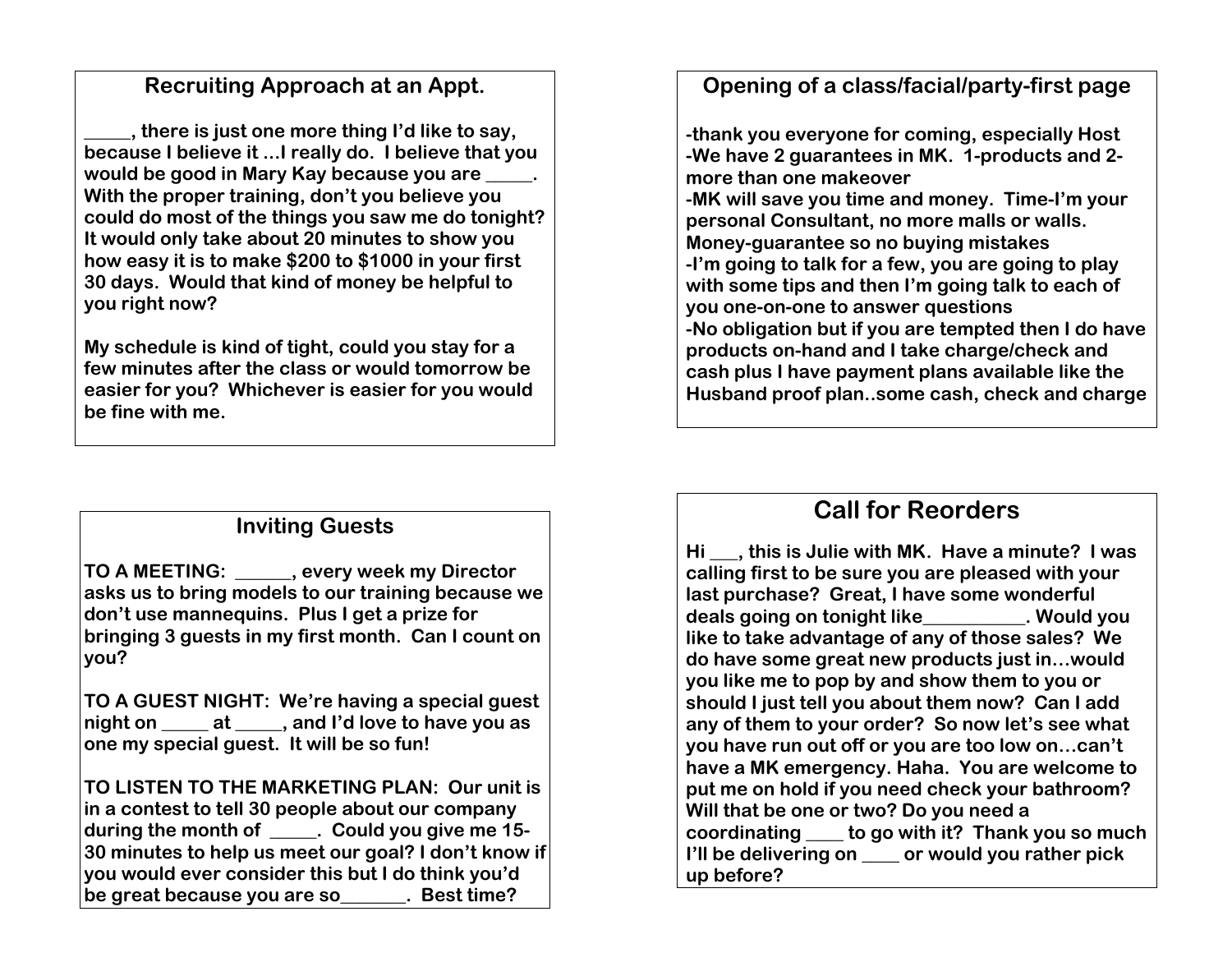## Recruiting Approach at an Appt.

_____, there is just one more thing I'd like to say, because I believe it ...I really do. I believe that you would be good in Mary Kay because you are _____. With the proper training, don't you believe you could do most of the things you saw me do tonight? It would only take about 20 minutes to show you how easy it is to make $200 to $1000 in your first 30 days. Would that kind of money be helpful to you right now?

My schedule is kind of tight, could you stay for a few minutes after the class or would tomorrow be easier for you? Whichever is easier for you would be fine with me.

## Inviting Guests

TO A MEETING: ______, every week my Director asks us to bring models to our training because we don't use mannequins. Plus I get a prize for bringing 3 guests in my first month. Can I count on you?

TO A GUEST NIGHT: We're having a special guest night on _____ at _____, and I'd love to have you as one my special guest. It will be so fun!

TO LISTEN TO THE MARKETING PLAN: Our unit is in a contest to tell 30 people about our company during the month of _____. Could you give me 15-30 minutes to help us meet our goal? I don't know if you would ever consider this but I do think you'd be great because you are so_______. Best time?

## Opening of a class/facial/party-first page

-thank you everyone for coming, especially Host
-We have 2 guarantees in MK. 1-products and 2-more than one makeover
-MK will save you time and money. Time-I'm your personal Consultant, no more malls or walls. Money-guarantee so no buying mistakes
-I'm going to talk for a few, you are going to play with some tips and then I'm going talk to each of you one-on-one to answer questions
-No obligation but if you are tempted then I do have products on-hand and I take charge/check and cash plus I have payment plans available like the Husband proof plan..some cash, check and charge

## Call for Reorders

Hi ___, this is Julie with MK. Have a minute? I was calling first to be sure you are pleased with your last purchase? Great, I have some wonderful deals going on tonight like___________. Would you like to take advantage of any of those sales? We do have some great new products just in…would you like me to pop by and show them to you or should I just tell you about them now? Can I add any of them to your order? So now let's see what you have run out off or you are too low on…can't have a MK emergency. Haha. You are welcome to put me on hold if you need check your bathroom? Will that be one or two? Do you need a coordinating ____ to go with it? Thank you so much I'll be delivering on ____ or would you rather pick up before?